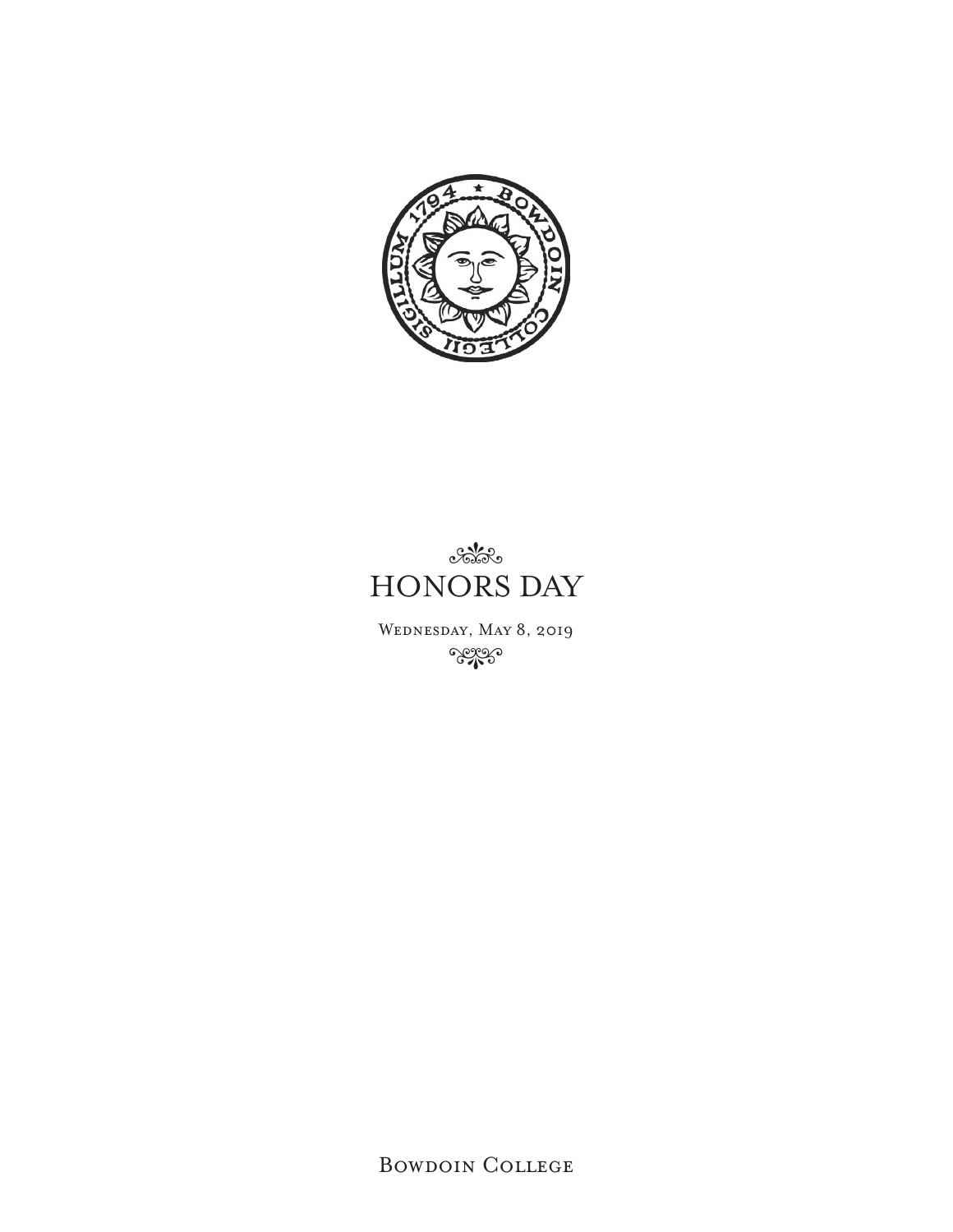# HONORS DAY

Wednesday, May 8, 2019

Bowdoin College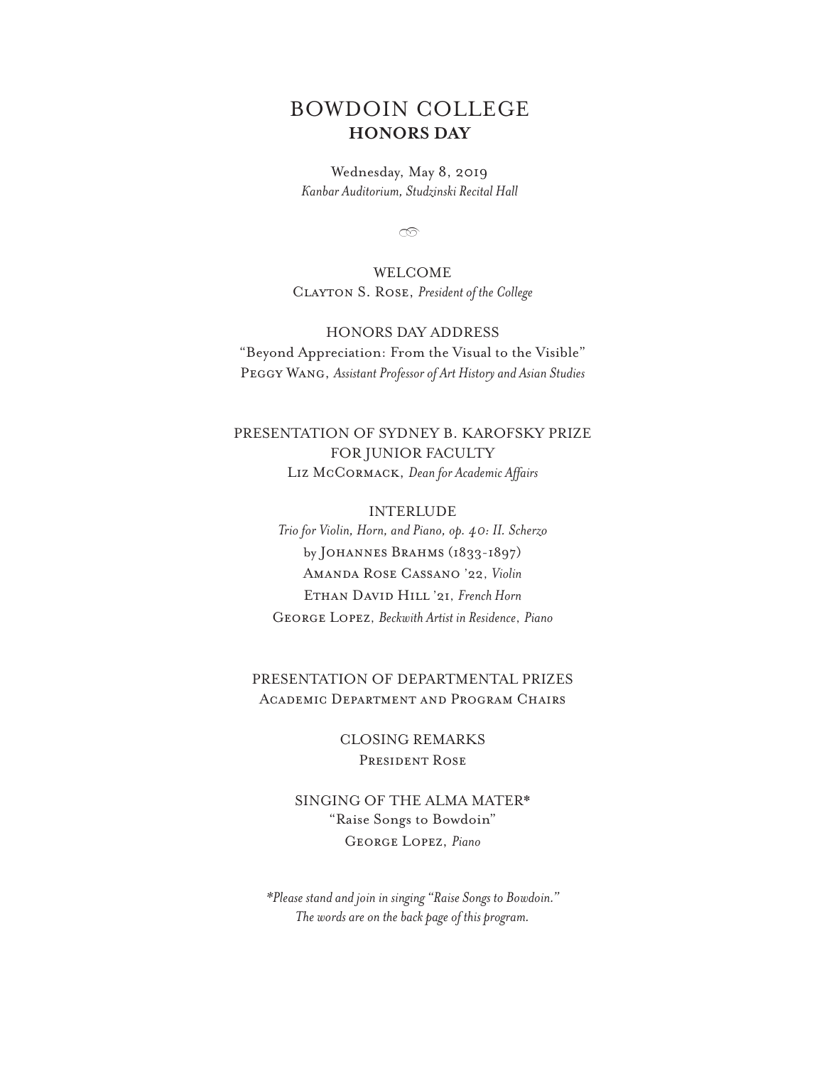# BOWDOIN COLLEGE
## HONORS DAY

Wednesday, May 8, 2019
*Kanbar Auditorium, Studzinski Recital Hall*

WELCOME
Clayton S. Rose, *President of the College*

HONORS DAY ADDRESS
"Beyond Appreciation: From the Visual to the Visible"
Peggy Wang, *Assistant Professor of Art History and Asian Studies*

PRESENTATION OF SYDNEY B. KAROFSKY PRIZE FOR JUNIOR FACULTY
Liz McCormack, *Dean for Academic Affairs*

INTERLUDE
*Trio for Violin, Horn, and Piano, op. 40: II. Scherzo*
by Johannes Brahms (1833-1897)
Amanda Rose Cassano '22, *Violin*
Ethan David Hill '21, *French Horn*
George Lopez, *Beckwith Artist in Residence*, *Piano*

PRESENTATION OF DEPARTMENTAL PRIZES
Academic Department and Program Chairs

CLOSING REMARKS
President Rose

SINGING OF THE ALMA MATER*
"Raise Songs to Bowdoin"
George Lopez, *Piano*

**Please stand and join in singing "Raise Songs to Bowdoin." The words are on the back page of this program.*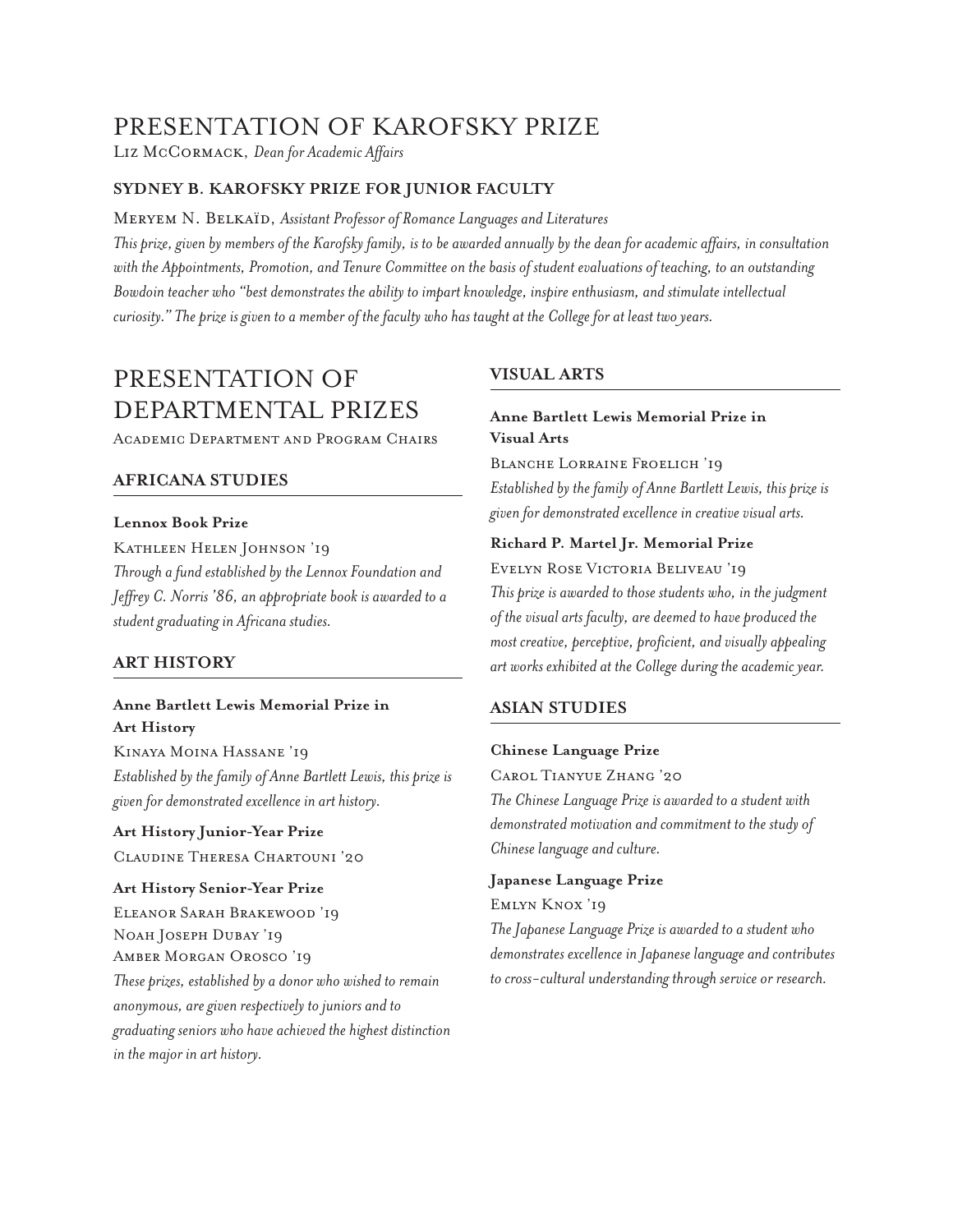# PRESENTATION OF KAROFSKY PRIZE

Liz McCormack, *Dean for Academic Affairs*

### SYDNEY B. KAROFSKY PRIZE FOR JUNIOR FACULTY

Meryem N. Belkaïd, *Assistant Professor of Romance Languages and Literatures*

*This prize, given by members of the Karofsky family, is to be awarded annually by the dean for academic affairs, in consultation with the Appointments, Promotion, and Tenure Committee on the basis of student evaluations of teaching, to an outstanding Bowdoin teacher who "best demonstrates the ability to impart knowledge, inspire enthusiasm, and stimulate intellectual curiosity." The prize is given to a member of the faculty who has taught at the College for at least two years.*

# PRESENTATION OF DEPARTMENTAL PRIZES

Academic Department and Program Chairs

## AFRICANA STUDIES

**Lennox Book Prize**

Kathleen Helen Johnson '19

*Through a fund established by the Lennox Foundation and Jeffrey C. Norris '86, an appropriate book is awarded to a student graduating in Africana studies.*

## ART HISTORY

**Anne Bartlett Lewis Memorial Prize in Art History**

Kinaya Moina Hassane '19

*Established by the family of Anne Bartlett Lewis, this prize is given for demonstrated excellence in art history.*

**Art History Junior-Year Prize**

Claudine Theresa Chartouni '20

**Art History Senior-Year Prize**

Eleanor Sarah Brakewood '19
Noah Joseph Dubay '19
Amber Morgan Orosco '19

*These prizes, established by a donor who wished to remain anonymous, are given respectively to juniors and to graduating seniors who have achieved the highest distinction in the major in art history.*

## VISUAL ARTS

**Anne Bartlett Lewis Memorial Prize in Visual Arts**

Blanche Lorraine Froelich '19

*Established by the family of Anne Bartlett Lewis, this prize is given for demonstrated excellence in creative visual arts.*

**Richard P. Martel Jr. Memorial Prize**

Evelyn Rose Victoria Beliveau '19

*This prize is awarded to those students who, in the judgment of the visual arts faculty, are deemed to have produced the most creative, perceptive, proficient, and visually appealing art works exhibited at the College during the academic year.*

## ASIAN STUDIES

**Chinese Language Prize**

Carol Tianyue Zhang '20

*The Chinese Language Prize is awarded to a student with demonstrated motivation and commitment to the study of Chinese language and culture.*

**Japanese Language Prize**

Emlyn Knox '19

*The Japanese Language Prize is awarded to a student who demonstrates excellence in Japanese language and contributes to cross-cultural understanding through service or research.*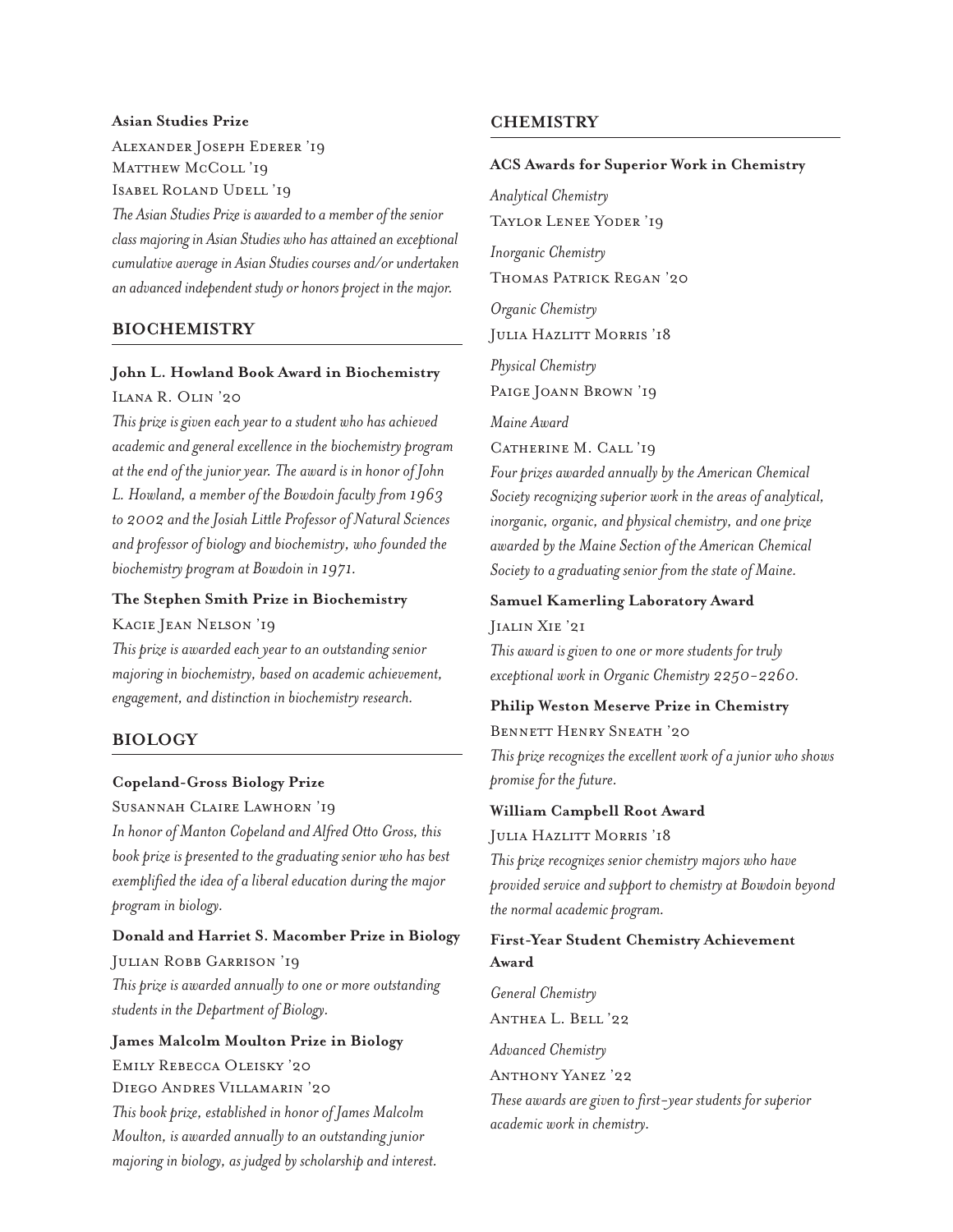**Asian Studies Prize**

Alexander Joseph Ederer '19
Matthew McColl '19
Isabel Roland Udell '19

*The Asian Studies Prize is awarded to a member of the senior class majoring in Asian Studies who has attained an exceptional cumulative average in Asian Studies courses and/or undertaken an advanced independent study or honors project in the major.*

## BIOCHEMISTRY

**John L. Howland Book Award in Biochemistry**

Ilana R. Olin '20

*This prize is given each year to a student who has achieved academic and general excellence in the biochemistry program at the end of the junior year. The award is in honor of John L. Howland, a member of the Bowdoin faculty from 1963 to 2002 and the Josiah Little Professor of Natural Sciences and professor of biology and biochemistry, who founded the biochemistry program at Bowdoin in 1971.*

**The Stephen Smith Prize in Biochemistry**

Kacie Jean Nelson '19

*This prize is awarded each year to an outstanding senior majoring in biochemistry, based on academic achievement, engagement, and distinction in biochemistry research.*

## BIOLOGY

**Copeland-Gross Biology Prize**

Susannah Claire Lawhorn '19

*In honor of Manton Copeland and Alfred Otto Gross, this book prize is presented to the graduating senior who has best exemplified the idea of a liberal education during the major program in biology.*

**Donald and Harriet S. Macomber Prize in Biology**

Julian Robb Garrison '19

*This prize is awarded annually to one or more outstanding students in the Department of Biology.*

**James Malcolm Moulton Prize in Biology**

Emily Rebecca Oleisky '20
Diego Andres Villamarin '20

*This book prize, established in honor of James Malcolm Moulton, is awarded annually to an outstanding junior majoring in biology, as judged by scholarship and interest.*

## CHEMISTRY

**ACS Awards for Superior Work in Chemistry**

*Analytical Chemistry*
Taylor Lenee Yoder '19

*Inorganic Chemistry*
Thomas Patrick Regan '20

*Organic Chemistry*
Julia Hazlitt Morris '18

*Physical Chemistry*
Paige Joann Brown '19

*Maine Award*
Catherine M. Call '19

*Four prizes awarded annually by the American Chemical Society recognizing superior work in the areas of analytical, inorganic, organic, and physical chemistry, and one prize awarded by the Maine Section of the American Chemical Society to a graduating senior from the state of Maine.*

**Samuel Kamerling Laboratory Award**

Jialin Xie '21

*This award is given to one or more students for truly exceptional work in Organic Chemistry 2250–2260.*

**Philip Weston Meserve Prize in Chemistry**

Bennett Henry Sneath '20

*This prize recognizes the excellent work of a junior who shows promise for the future.*

**William Campbell Root Award**

Julia Hazlitt Morris '18

*This prize recognizes senior chemistry majors who have provided service and support to chemistry at Bowdoin beyond the normal academic program.*

**First-Year Student Chemistry Achievement Award**

*General Chemistry*
Anthea L. Bell '22

*Advanced Chemistry*
Anthony Yanez '22

*These awards are given to first-year students for superior academic work in chemistry.*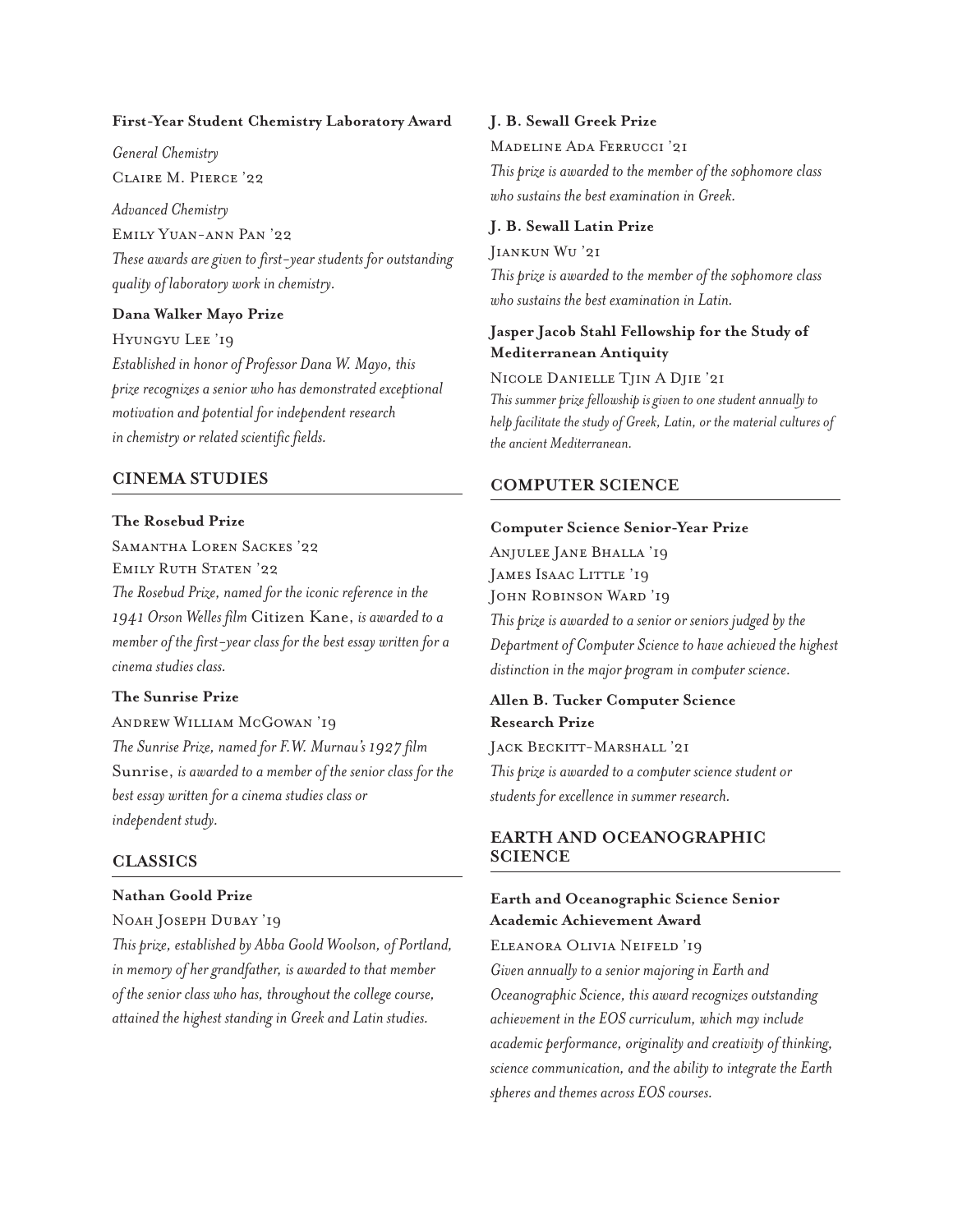### First-Year Student Chemistry Laboratory Award

*General Chemistry*

Claire M. Pierce '22

*Advanced Chemistry*

Emily Yuan-ann Pan '22

*These awards are given to first-year students for outstanding quality of laboratory work in chemistry.*

### Dana Walker Mayo Prize

Hyungyu Lee '19

*Established in honor of Professor Dana W. Mayo, this prize recognizes a senior who has demonstrated exceptional motivation and potential for independent research in chemistry or related scientific fields.*

## CINEMA STUDIES

### The Rosebud Prize

Samantha Loren Sackes '22

Emily Ruth Staten '22

*The Rosebud Prize, named for the iconic reference in the 1941 Orson Welles film* Citizen Kane, *is awarded to a member of the first-year class for the best essay written for a cinema studies class.*

### The Sunrise Prize

Andrew William McGowan '19

*The Sunrise Prize, named for F.W. Murnau's 1927 film* Sunrise, *is awarded to a member of the senior class for the best essay written for a cinema studies class or independent study.*

## CLASSICS

### Nathan Goold Prize

Noah Joseph Dubay '19

*This prize, established by Abba Goold Woolson, of Portland, in memory of her grandfather, is awarded to that member of the senior class who has, throughout the college course, attained the highest standing in Greek and Latin studies.*

### J. B. Sewall Greek Prize

Madeline Ada Ferrucci '21

*This prize is awarded to the member of the sophomore class who sustains the best examination in Greek.*

### J. B. Sewall Latin Prize

Jiankun Wu '21

*This prize is awarded to the member of the sophomore class who sustains the best examination in Latin.*

### Jasper Jacob Stahl Fellowship for the Study of Mediterranean Antiquity

Nicole Danielle Tjin A Djie '21

*This summer prize fellowship is given to one student annually to help facilitate the study of Greek, Latin, or the material cultures of the ancient Mediterranean.*

## COMPUTER SCIENCE

### Computer Science Senior-Year Prize

Anjulee Jane Bhalla '19

James Isaac Little '19

John Robinson Ward '19

*This prize is awarded to a senior or seniors judged by the Department of Computer Science to have achieved the highest distinction in the major program in computer science.*

### Allen B. Tucker Computer Science Research Prize

Jack Beckitt-Marshall '21

*This prize is awarded to a computer science student or students for excellence in summer research.*

## EARTH AND OCEANOGRAPHIC SCIENCE

### Earth and Oceanographic Science Senior Academic Achievement Award

Eleanora Olivia Neifeld '19

*Given annually to a senior majoring in Earth and Oceanographic Science, this award recognizes outstanding achievement in the EOS curriculum, which may include academic performance, originality and creativity of thinking, science communication, and the ability to integrate the Earth spheres and themes across EOS courses.*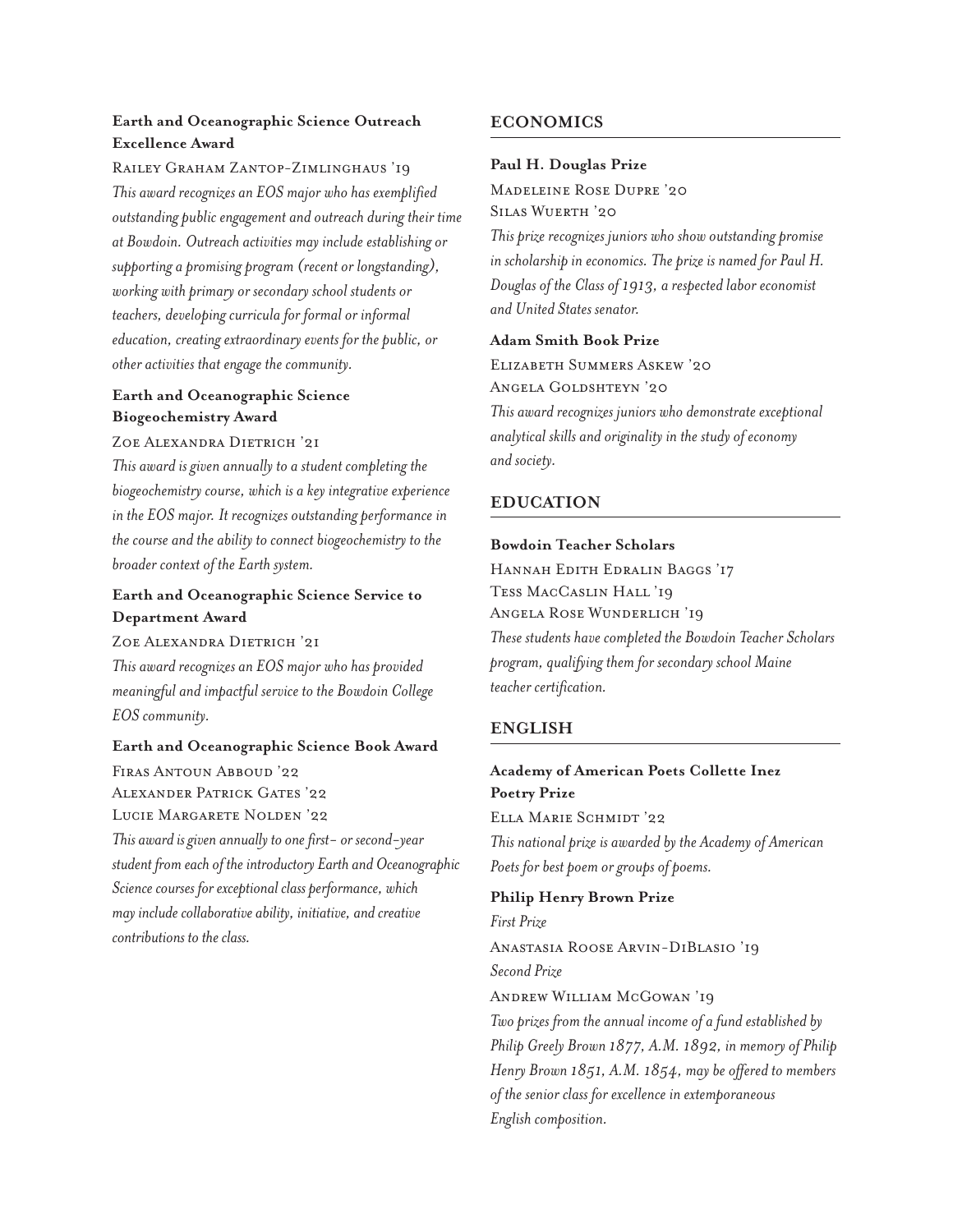### Earth and Oceanographic Science Outreach Excellence Award

Railey Graham Zantop-Zimlinghaus '19

*This award recognizes an EOS major who has exemplified outstanding public engagement and outreach during their time at Bowdoin. Outreach activities may include establishing or supporting a promising program (recent or longstanding), working with primary or secondary school students or teachers, developing curricula for formal or informal education, creating extraordinary events for the public, or other activities that engage the community.*

### Earth and Oceanographic Science Biogeochemistry Award

Zoe Alexandra Dietrich '21

*This award is given annually to a student completing the biogeochemistry course, which is a key integrative experience in the EOS major. It recognizes outstanding performance in the course and the ability to connect biogeochemistry to the broader context of the Earth system.*

### Earth and Oceanographic Science Service to Department Award

Zoe Alexandra Dietrich '21

*This award recognizes an EOS major who has provided meaningful and impactful service to the Bowdoin College EOS community.*

### Earth and Oceanographic Science Book Award

Firas Antoun Abboud '22
Alexander Patrick Gates '22
Lucie Margarete Nolden '22

*This award is given annually to one first- or second-year student from each of the introductory Earth and Oceanographic Science courses for exceptional class performance, which may include collaborative ability, initiative, and creative contributions to the class.*

## ECONOMICS

### Paul H. Douglas Prize

Madeleine Rose Dupre '20
Silas Wuerth '20

*This prize recognizes juniors who show outstanding promise in scholarship in economics. The prize is named for Paul H. Douglas of the Class of 1913, a respected labor economist and United States senator.*

### Adam Smith Book Prize

Elizabeth Summers Askew '20
Angela Goldshteyn '20

*This award recognizes juniors who demonstrate exceptional analytical skills and originality in the study of economy and society.*

## EDUCATION

### Bowdoin Teacher Scholars

Hannah Edith Edralin Baggs '17
Tess MacCaslin Hall '19
Angela Rose Wunderlich '19

*These students have completed the Bowdoin Teacher Scholars program, qualifying them for secondary school Maine teacher certification.*

## ENGLISH

### Academy of American Poets Collette Inez Poetry Prize

Ella Marie Schmidt '22

*This national prize is awarded by the Academy of American Poets for best poem or groups of poems.*

### Philip Henry Brown Prize

*First Prize*

Anastasia Roose Arvin-DiBlasio '19

*Second Prize*

Andrew William McGowan '19

*Two prizes from the annual income of a fund established by Philip Greely Brown 1877, A.M. 1892, in memory of Philip Henry Brown 1851, A.M. 1854, may be offered to members of the senior class for excellence in extemporaneous English composition.*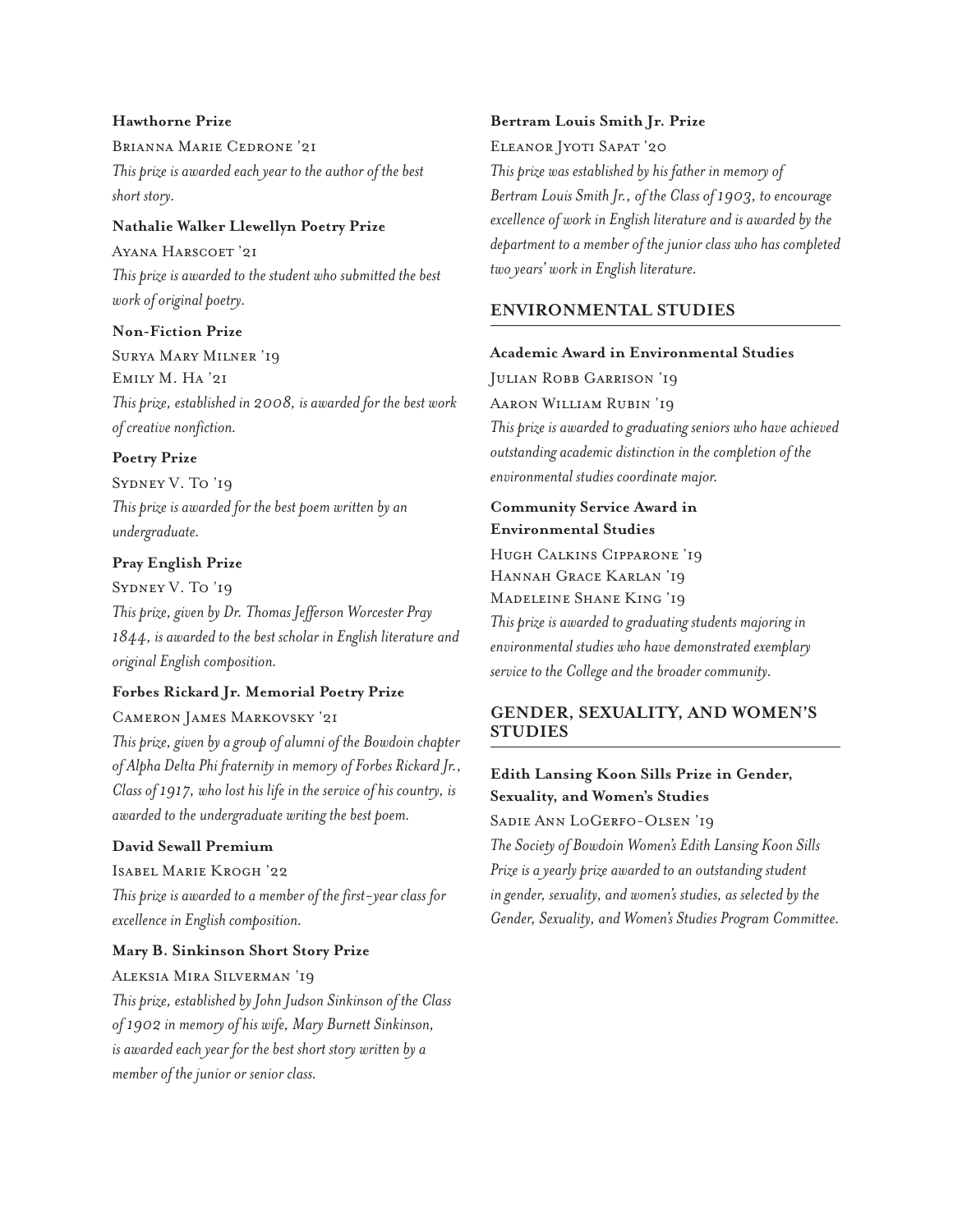**Hawthorne Prize**

Brianna Marie Cedrone '21

*This prize is awarded each year to the author of the best short story.*

**Nathalie Walker Llewellyn Poetry Prize**

Ayana Harscoet '21

*This prize is awarded to the student who submitted the best work of original poetry.*

**Non-Fiction Prize**

Surya Mary Milner '19

Emily M. Ha '21

*This prize, established in 2008, is awarded for the best work of creative nonfiction.*

**Poetry Prize**

Sydney V. To '19

*This prize is awarded for the best poem written by an undergraduate.*

**Pray English Prize**

Sydney V. To '19

*This prize, given by Dr. Thomas Jefferson Worcester Pray 1844, is awarded to the best scholar in English literature and original English composition.*

**Forbes Rickard Jr. Memorial Poetry Prize**

Cameron James Markovsky '21

*This prize, given by a group of alumni of the Bowdoin chapter of Alpha Delta Phi fraternity in memory of Forbes Rickard Jr., Class of 1917, who lost his life in the service of his country, is awarded to the undergraduate writing the best poem.*

**David Sewall Premium**

Isabel Marie Krogh '22

*This prize is awarded to a member of the first-year class for excellence in English composition.*

**Mary B. Sinkinson Short Story Prize**

Aleksia Mira Silverman '19

*This prize, established by John Judson Sinkinson of the Class of 1902 in memory of his wife, Mary Burnett Sinkinson, is awarded each year for the best short story written by a member of the junior or senior class.*

**Bertram Louis Smith Jr. Prize**

Eleanor Jyoti Sapat '20

*This prize was established by his father in memory of Bertram Louis Smith Jr., of the Class of 1903, to encourage excellence of work in English literature and is awarded by the department to a member of the junior class who has completed two years' work in English literature.*

## ENVIRONMENTAL STUDIES

**Academic Award in Environmental Studies**

Julian Robb Garrison '19

Aaron William Rubin '19

*This prize is awarded to graduating seniors who have achieved outstanding academic distinction in the completion of the environmental studies coordinate major.*

**Community Service Award in Environmental Studies**

Hugh Calkins Cipparone '19

Hannah Grace Karlan '19

Madeleine Shane King '19

*This prize is awarded to graduating students majoring in environmental studies who have demonstrated exemplary service to the College and the broader community.*

## GENDER, SEXUALITY, AND WOMEN'S STUDIES

**Edith Lansing Koon Sills Prize in Gender, Sexuality, and Women's Studies**

Sadie Ann LoGerfo-Olsen '19

*The Society of Bowdoin Women's Edith Lansing Koon Sills Prize is a yearly prize awarded to an outstanding student in gender, sexuality, and women's studies, as selected by the Gender, Sexuality, and Women's Studies Program Committee.*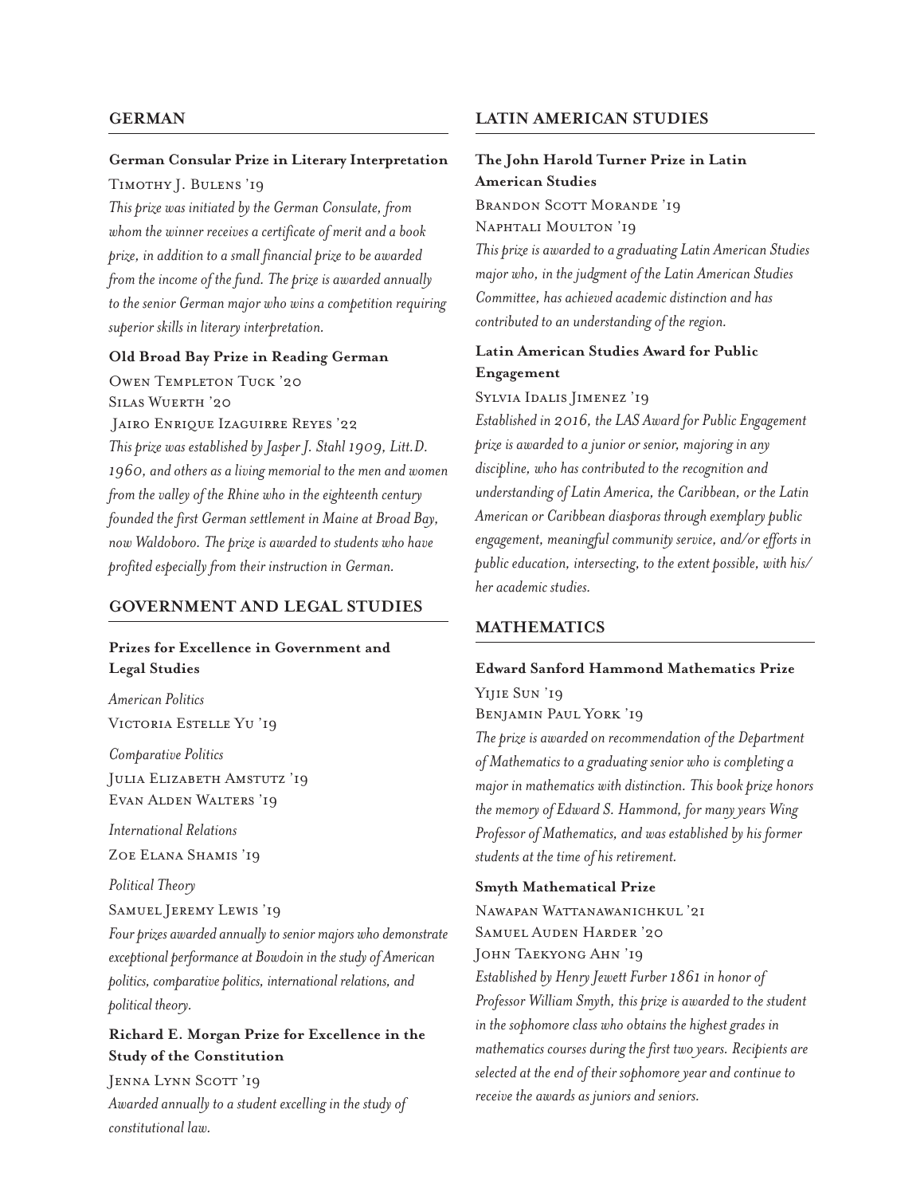## GERMAN

### German Consular Prize in Literary Interpretation

Timothy J. Bulens '19

*This prize was initiated by the German Consulate, from whom the winner receives a certificate of merit and a book prize, in addition to a small financial prize to be awarded from the income of the fund. The prize is awarded annually to the senior German major who wins a competition requiring superior skills in literary interpretation.*

### Old Broad Bay Prize in Reading German

Owen Templeton Tuck '20
Silas Wuerth '20
Jairo Enrique Izaguirre Reyes '22

*This prize was established by Jasper J. Stahl 1909, Litt.D. 1960, and others as a living memorial to the men and women from the valley of the Rhine who in the eighteenth century founded the first German settlement in Maine at Broad Bay, now Waldoboro. The prize is awarded to students who have profited especially from their instruction in German.*

## GOVERNMENT AND LEGAL STUDIES

### Prizes for Excellence in Government and Legal Studies

*American Politics*
Victoria Estelle Yu '19

*Comparative Politics*
Julia Elizabeth Amstutz '19
Evan Alden Walters '19

*International Relations*
Zoe Elana Shamis '19

*Political Theory*
Samuel Jeremy Lewis '19

*Four prizes awarded annually to senior majors who demonstrate exceptional performance at Bowdoin in the study of American politics, comparative politics, international relations, and political theory.*

### Richard E. Morgan Prize for Excellence in the Study of the Constitution

Jenna Lynn Scott '19

*Awarded annually to a student excelling in the study of constitutional law.*

## LATIN AMERICAN STUDIES

### The John Harold Turner Prize in Latin American Studies

Brandon Scott Morande '19
Naphtali Moulton '19

*This prize is awarded to a graduating Latin American Studies major who, in the judgment of the Latin American Studies Committee, has achieved academic distinction and has contributed to an understanding of the region.*

### Latin American Studies Award for Public Engagement

Sylvia Idalis Jimenez '19

*Established in 2016, the LAS Award for Public Engagement prize is awarded to a junior or senior, majoring in any discipline, who has contributed to the recognition and understanding of Latin America, the Caribbean, or the Latin American or Caribbean diasporas through exemplary public engagement, meaningful community service, and/or efforts in public education, intersecting, to the extent possible, with his/her academic studies.*

## MATHEMATICS

### Edward Sanford Hammond Mathematics Prize

Yijie Sun '19
Benjamin Paul York '19

*The prize is awarded on recommendation of the Department of Mathematics to a graduating senior who is completing a major in mathematics with distinction. This book prize honors the memory of Edward S. Hammond, for many years Wing Professor of Mathematics, and was established by his former students at the time of his retirement.*

### Smyth Mathematical Prize

Nawapan Wattanawanichkul '21
Samuel Auden Harder '20
John Taekyong Ahn '19

*Established by Henry Jewett Furber 1861 in honor of Professor William Smyth, this prize is awarded to the student in the sophomore class who obtains the highest grades in mathematics courses during the first two years. Recipients are selected at the end of their sophomore year and continue to receive the awards as juniors and seniors.*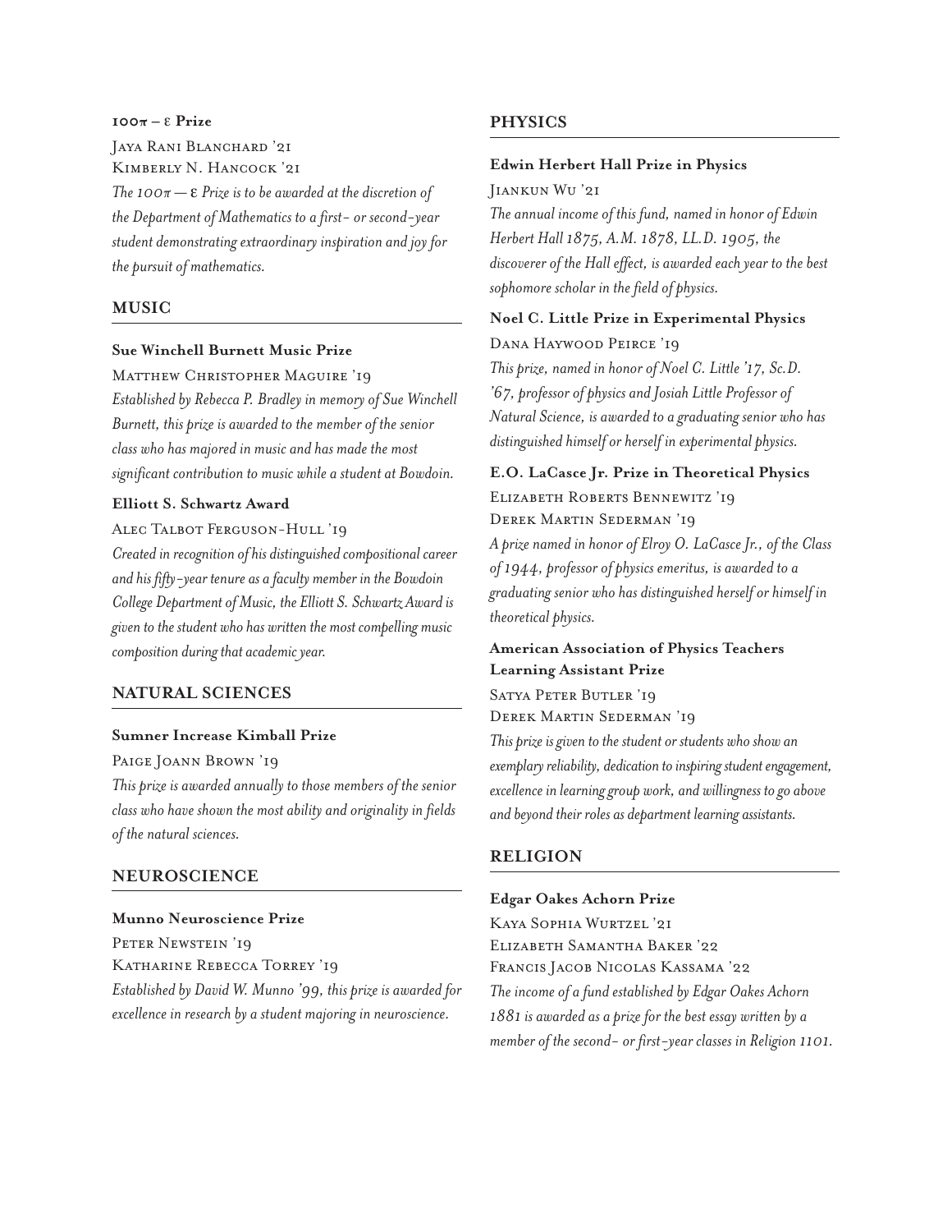### $100\pi - \varepsilon$ Prize

Jaya Rani Blanchard '21
Kimberly N. Hancock '21

*The $100\pi - \varepsilon$ Prize is to be awarded at the discretion of the Department of Mathematics to a first- or second-year student demonstrating extraordinary inspiration and joy for the pursuit of mathematics.*

## MUSIC

### Sue Winchell Burnett Music Prize

Matthew Christopher Maguire '19

*Established by Rebecca P. Bradley in memory of Sue Winchell Burnett, this prize is awarded to the member of the senior class who has majored in music and has made the most significant contribution to music while a student at Bowdoin.*

### Elliott S. Schwartz Award

Alec Talbot Ferguson-Hull '19

*Created in recognition of his distinguished compositional career and his fifty-year tenure as a faculty member in the Bowdoin College Department of Music, the Elliott S. Schwartz Award is given to the student who has written the most compelling music composition during that academic year.*

## NATURAL SCIENCES

### Sumner Increase Kimball Prize

Paige Joann Brown '19

*This prize is awarded annually to those members of the senior class who have shown the most ability and originality in fields of the natural sciences.*

## NEUROSCIENCE

### Munno Neuroscience Prize

Peter Newstein '19
Katharine Rebecca Torrey '19

*Established by David W. Munno '99, this prize is awarded for excellence in research by a student majoring in neuroscience.*

## PHYSICS

### Edwin Herbert Hall Prize in Physics

Jiankun Wu '21

*The annual income of this fund, named in honor of Edwin Herbert Hall 1875, A.M. 1878, LL.D. 1905, the discoverer of the Hall effect, is awarded each year to the best sophomore scholar in the field of physics.*

### Noel C. Little Prize in Experimental Physics

Dana Haywood Peirce '19

*This prize, named in honor of Noel C. Little '17, Sc.D. '67, professor of physics and Josiah Little Professor of Natural Science, is awarded to a graduating senior who has distinguished himself or herself in experimental physics.*

### E.O. LaCasce Jr. Prize in Theoretical Physics

Elizabeth Roberts Bennewitz '19
Derek Martin Sederman '19

*A prize named in honor of Elroy O. LaCasce Jr., of the Class of 1944, professor of physics emeritus, is awarded to a graduating senior who has distinguished herself or himself in theoretical physics.*

### American Association of Physics Teachers Learning Assistant Prize

Satya Peter Butler '19
Derek Martin Sederman '19

*This prize is given to the student or students who show an exemplary reliability, dedication to inspiring student engagement, excellence in learning group work, and willingness to go above and beyond their roles as department learning assistants.*

## RELIGION

### Edgar Oakes Achorn Prize

Kaya Sophia Wurtzel '21
Elizabeth Samantha Baker '22
Francis Jacob Nicolas Kassama '22

*The income of a fund established by Edgar Oakes Achorn 1881 is awarded as a prize for the best essay written by a member of the second- or first-year classes in Religion 1101.*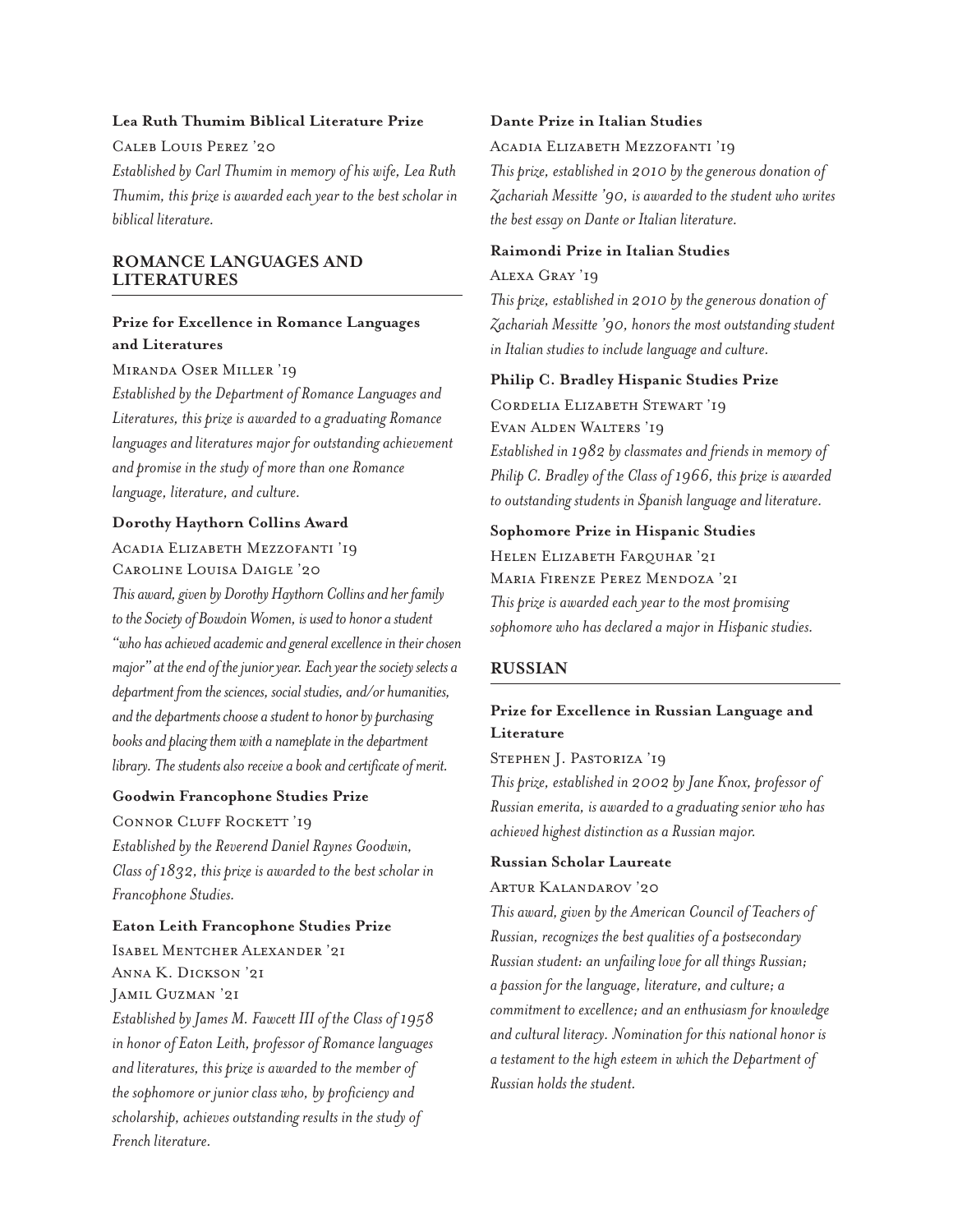**Lea Ruth Thumim Biblical Literature Prize**

Caleb Louis Perez '20

*Established by Carl Thumim in memory of his wife, Lea Ruth Thumim, this prize is awarded each year to the best scholar in biblical literature.*

## ROMANCE LANGUAGES AND LITERATURES

**Prize for Excellence in Romance Languages and Literatures**

Miranda Oser Miller '19

*Established by the Department of Romance Languages and Literatures, this prize is awarded to a graduating Romance languages and literatures major for outstanding achievement and promise in the study of more than one Romance language, literature, and culture.*

**Dorothy Haythorn Collins Award**

Acadia Elizabeth Mezzofanti '19
Caroline Louisa Daigle '20

*This award, given by Dorothy Haythorn Collins and her family to the Society of Bowdoin Women, is used to honor a student "who has achieved academic and general excellence in their chosen major" at the end of the junior year. Each year the society selects a department from the sciences, social studies, and/or humanities, and the departments choose a student to honor by purchasing books and placing them with a nameplate in the department library. The students also receive a book and certificate of merit.*

**Goodwin Francophone Studies Prize**

Connor Cluff Rockett '19

*Established by the Reverend Daniel Raynes Goodwin, Class of 1832, this prize is awarded to the best scholar in Francophone Studies.*

**Eaton Leith Francophone Studies Prize**

Isabel Mentcher Alexander '21
Anna K. Dickson '21
Jamil Guzman '21

*Established by James M. Fawcett III of the Class of 1958 in honor of Eaton Leith, professor of Romance languages and literatures, this prize is awarded to the member of the sophomore or junior class who, by proficiency and scholarship, achieves outstanding results in the study of French literature.*

**Dante Prize in Italian Studies**

Acadia Elizabeth Mezzofanti '19

*This prize, established in 2010 by the generous donation of Zachariah Messitte '90, is awarded to the student who writes the best essay on Dante or Italian literature.*

**Raimondi Prize in Italian Studies**

Alexa Gray '19

*This prize, established in 2010 by the generous donation of Zachariah Messitte '90, honors the most outstanding student in Italian studies to include language and culture.*

**Philip C. Bradley Hispanic Studies Prize**

Cordelia Elizabeth Stewart '19
Evan Alden Walters '19

*Established in 1982 by classmates and friends in memory of Philip C. Bradley of the Class of 1966, this prize is awarded to outstanding students in Spanish language and literature.*

**Sophomore Prize in Hispanic Studies**

Helen Elizabeth Farquhar '21
Maria Firenze Perez Mendoza '21

*This prize is awarded each year to the most promising sophomore who has declared a major in Hispanic studies.*

## RUSSIAN

**Prize for Excellence in Russian Language and Literature**

Stephen J. Pastoriza '19

*This prize, established in 2002 by Jane Knox, professor of Russian emerita, is awarded to a graduating senior who has achieved highest distinction as a Russian major.*

**Russian Scholar Laureate**

Artur Kalandarov '20

*This award, given by the American Council of Teachers of Russian, recognizes the best qualities of a postsecondary Russian student: an unfailing love for all things Russian; a passion for the language, literature, and culture; a commitment to excellence; and an enthusiasm for knowledge and cultural literacy. Nomination for this national honor is a testament to the high esteem in which the Department of Russian holds the student.*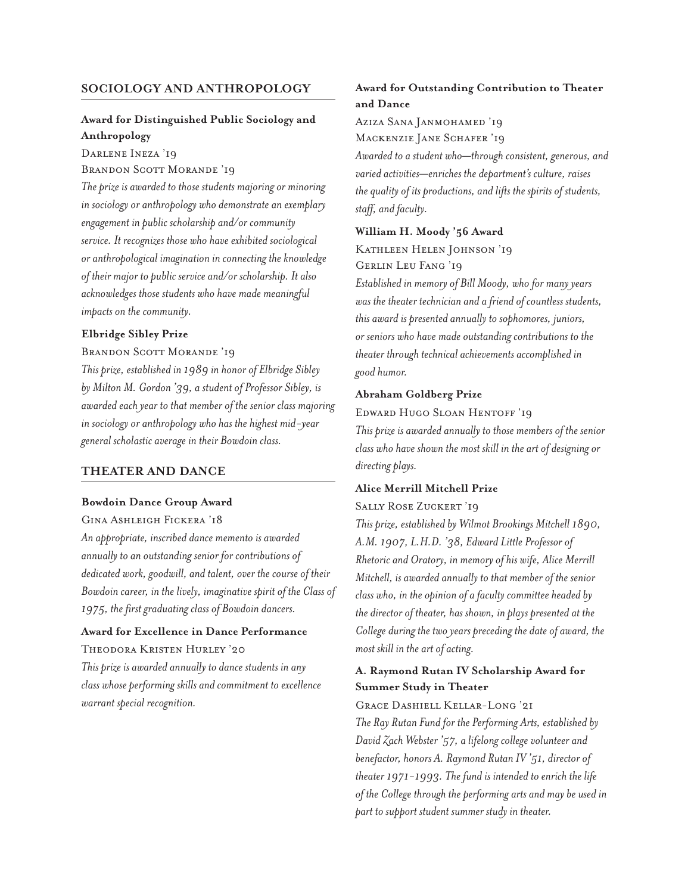## SOCIOLOGY AND ANTHROPOLOGY

### Award for Distinguished Public Sociology and Anthropology

Darlene Ineza '19

Brandon Scott Morande '19

*The prize is awarded to those students majoring or minoring in sociology or anthropology who demonstrate an exemplary engagement in public scholarship and/or community service. It recognizes those who have exhibited sociological or anthropological imagination in connecting the knowledge of their major to public service and/or scholarship. It also acknowledges those students who have made meaningful impacts on the community.*

### Elbridge Sibley Prize

Brandon Scott Morande '19

*This prize, established in 1989 in honor of Elbridge Sibley by Milton M. Gordon '39, a student of Professor Sibley, is awarded each year to that member of the senior class majoring in sociology or anthropology who has the highest mid-year general scholastic average in their Bowdoin class.*

## THEATER AND DANCE

### Bowdoin Dance Group Award

Gina Ashleigh Fickera '18

*An appropriate, inscribed dance memento is awarded annually to an outstanding senior for contributions of dedicated work, goodwill, and talent, over the course of their Bowdoin career, in the lively, imaginative spirit of the Class of 1975, the first graduating class of Bowdoin dancers.*

### Award for Excellence in Dance Performance

Theodora Kristen Hurley '20

*This prize is awarded annually to dance students in any class whose performing skills and commitment to excellence warrant special recognition.*

### Award for Outstanding Contribution to Theater and Dance

Aziza Sana Janmohamed '19

Mackenzie Jane Schafer '19

*Awarded to a student who—through consistent, generous, and varied activities—enriches the department's culture, raises the quality of its productions, and lifts the spirits of students, staff, and faculty.*

### William H. Moody '56 Award

Kathleen Helen Johnson '19

Gerlin Leu Fang '19

*Established in memory of Bill Moody, who for many years was the theater technician and a friend of countless students, this award is presented annually to sophomores, juniors, or seniors who have made outstanding contributions to the theater through technical achievements accomplished in good humor.*

### Abraham Goldberg Prize

Edward Hugo Sloan Hentoff '19

*This prize is awarded annually to those members of the senior class who have shown the most skill in the art of designing or directing plays.*

### Alice Merrill Mitchell Prize

Sally Rose Zuckert '19

*This prize, established by Wilmot Brookings Mitchell 1890, A.M. 1907, L.H.D. '38, Edward Little Professor of Rhetoric and Oratory, in memory of his wife, Alice Merrill Mitchell, is awarded annually to that member of the senior class who, in the opinion of a faculty committee headed by the director of theater, has shown, in plays presented at the College during the two years preceding the date of award, the most skill in the art of acting.*

### A. Raymond Rutan IV Scholarship Award for Summer Study in Theater

Grace Dashiell Kellar-Long '21

*The Ray Rutan Fund for the Performing Arts, established by David Zach Webster '57, a lifelong college volunteer and benefactor, honors A. Raymond Rutan IV '51, director of theater 1971–1993. The fund is intended to enrich the life of the College through the performing arts and may be used in part to support student summer study in theater.*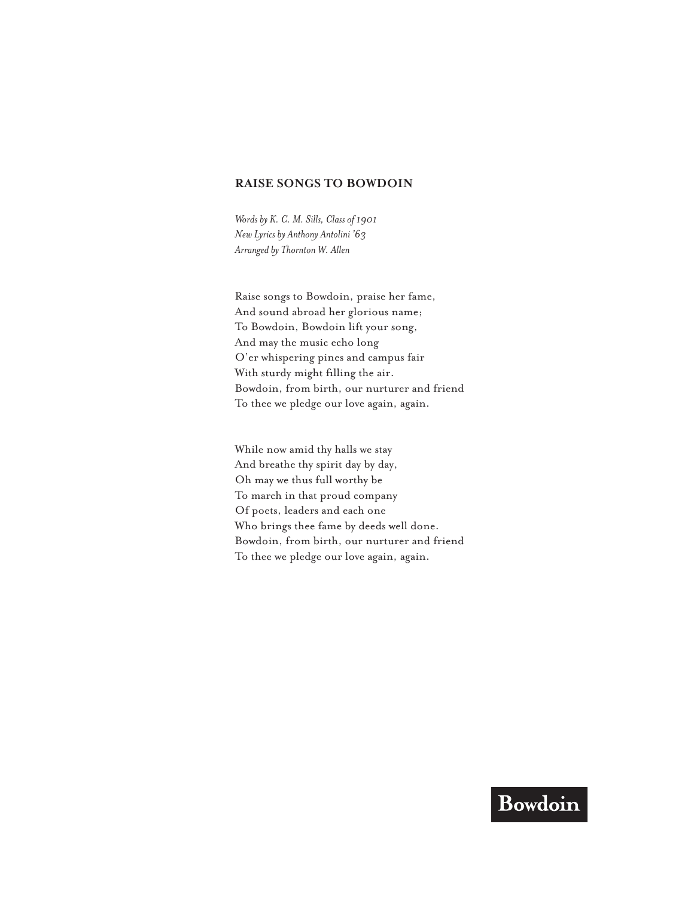## RAISE SONGS TO BOWDOIN

*Words by K. C. M. Sills, Class of 1901*
*New Lyrics by Anthony Antolini '63*
*Arranged by Thornton W. Allen*

Raise songs to Bowdoin, praise her fame,
And sound abroad her glorious name;
To Bowdoin, Bowdoin lift your song,
And may the music echo long
O'er whispering pines and campus fair
With sturdy might filling the air.
Bowdoin, from birth, our nurturer and friend
To thee we pledge our love again, again.

While now amid thy halls we stay
And breathe thy spirit day by day,
Oh may we thus full worthy be
To march in that proud company
Of poets, leaders and each one
Who brings thee fame by deeds well done.
Bowdoin, from birth, our nurturer and friend
To thee we pledge our love again, again.